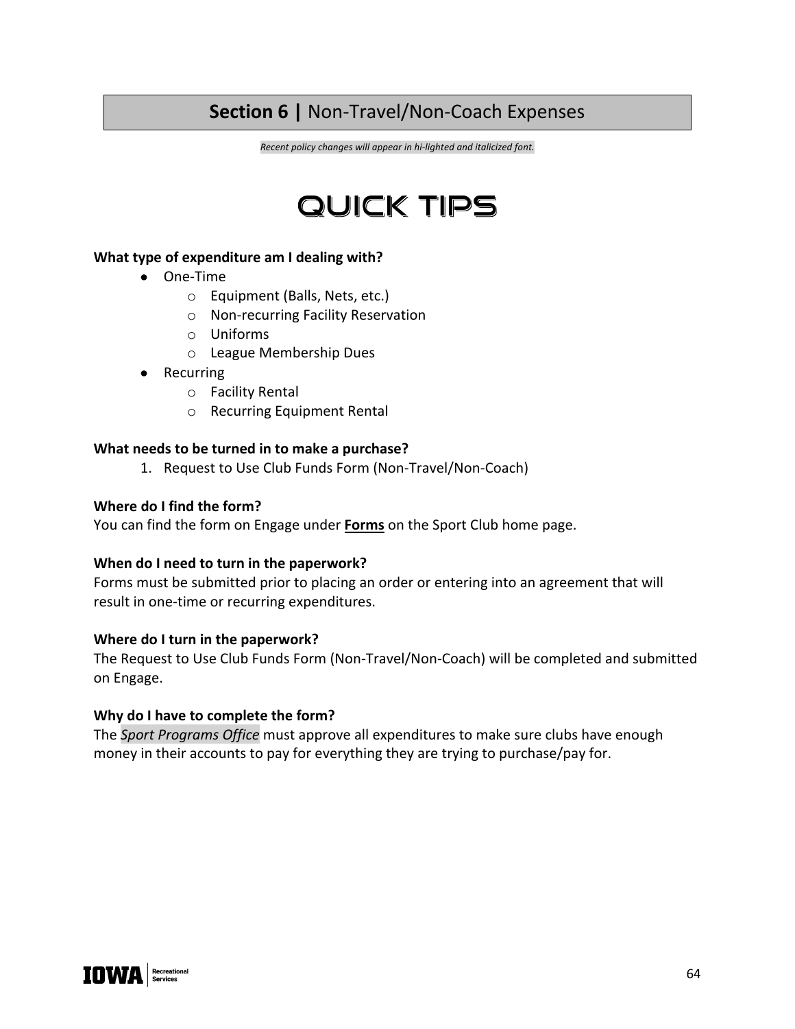# **Section 6 |** Non-Travel/Non-Coach Expenses

*Recent policy changes will appear in hi-lighted and italicized font.*

## QUICK TIPS

**What type of expenditure am I dealing with?**

- One-Time
  - Equipment (Balls, Nets, etc.)
  - Non-recurring Facility Reservation
  - Uniforms
  - League Membership Dues
- Recurring
  - Facility Rental
  - Recurring Equipment Rental

**What needs to be turned in to make a purchase?**

1. Request to Use Club Funds Form (Non-Travel/Non-Coach)

**Where do I find the form?**

You can find the form on Engage under **Forms** on the Sport Club home page.

**When do I need to turn in the paperwork?**

Forms must be submitted prior to placing an order or entering into an agreement that will result in one-time or recurring expenditures.

**Where do I turn in the paperwork?**

The Request to Use Club Funds Form (Non-Travel/Non-Coach) will be completed and submitted on Engage.

**Why do I have to complete the form?**

The *Sport Programs Office* must approve all expenditures to make sure clubs have enough money in their accounts to pay for everything they are trying to purchase/pay for.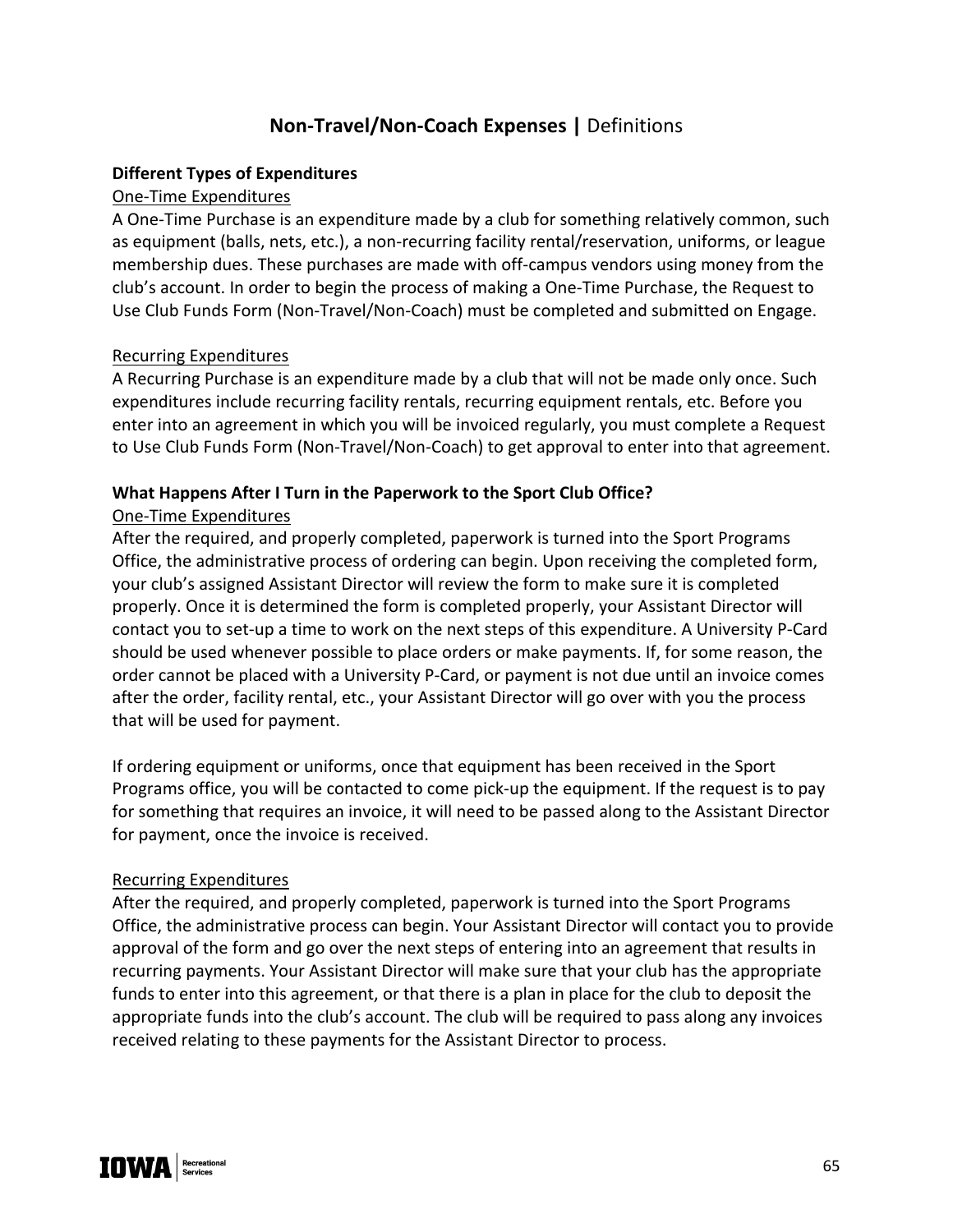# **Non-Travel/Non-Coach Expenses |** Definitions

### Different Types of Expenditures

One-Time Expenditures

A One-Time Purchase is an expenditure made by a club for something relatively common, such as equipment (balls, nets, etc.), a non-recurring facility rental/reservation, uniforms, or league membership dues. These purchases are made with off-campus vendors using money from the club's account. In order to begin the process of making a One-Time Purchase, the Request to Use Club Funds Form (Non-Travel/Non-Coach) must be completed and submitted on Engage.

Recurring Expenditures

A Recurring Purchase is an expenditure made by a club that will not be made only once. Such expenditures include recurring facility rentals, recurring equipment rentals, etc. Before you enter into an agreement in which you will be invoiced regularly, you must complete a Request to Use Club Funds Form (Non-Travel/Non-Coach) to get approval to enter into that agreement.

### What Happens After I Turn in the Paperwork to the Sport Club Office?

One-Time Expenditures

After the required, and properly completed, paperwork is turned into the Sport Programs Office, the administrative process of ordering can begin. Upon receiving the completed form, your club's assigned Assistant Director will review the form to make sure it is completed properly. Once it is determined the form is completed properly, your Assistant Director will contact you to set-up a time to work on the next steps of this expenditure. A University P-Card should be used whenever possible to place orders or make payments. If, for some reason, the order cannot be placed with a University P-Card, or payment is not due until an invoice comes after the order, facility rental, etc., your Assistant Director will go over with you the process that will be used for payment.

If ordering equipment or uniforms, once that equipment has been received in the Sport Programs office, you will be contacted to come pick-up the equipment. If the request is to pay for something that requires an invoice, it will need to be passed along to the Assistant Director for payment, once the invoice is received.

Recurring Expenditures

After the required, and properly completed, paperwork is turned into the Sport Programs Office, the administrative process can begin. Your Assistant Director will contact you to provide approval of the form and go over the next steps of entering into an agreement that results in recurring payments. Your Assistant Director will make sure that your club has the appropriate funds to enter into this agreement, or that there is a plan in place for the club to deposit the appropriate funds into the club's account. The club will be required to pass along any invoices received relating to these payments for the Assistant Director to process.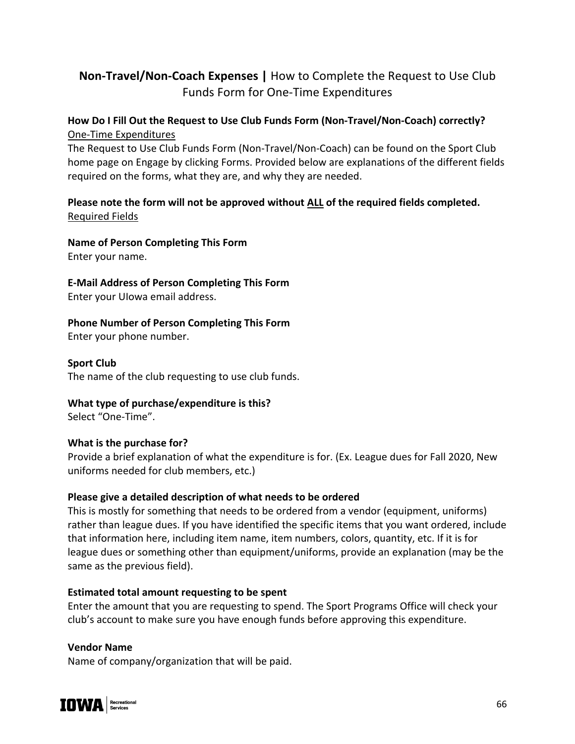## **Non-Travel/Non-Coach Expenses |** How to Complete the Request to Use Club Funds Form for One-Time Expenditures

**How Do I Fill Out the Request to Use Club Funds Form (Non-Travel/Non-Coach) correctly?**

<u>One-Time Expenditures</u>

The Request to Use Club Funds Form (Non-Travel/Non-Coach) can be found on the Sport Club home page on Engage by clicking Forms. Provided below are explanations of the different fields required on the forms, what they are, and why they are needed.

**Please note the form will not be approved without <u>ALL</u> of the required fields completed.**

<u>Required Fields</u>

**Name of Person Completing This Form**
Enter your name.

**E-Mail Address of Person Completing This Form**
Enter your UIowa email address.

**Phone Number of Person Completing This Form**
Enter your phone number.

**Sport Club**
The name of the club requesting to use club funds.

**What type of purchase/expenditure is this?**
Select "One-Time".

**What is the purchase for?**
Provide a brief explanation of what the expenditure is for. (Ex. League dues for Fall 2020, New uniforms needed for club members, etc.)

**Please give a detailed description of what needs to be ordered**
This is mostly for something that needs to be ordered from a vendor (equipment, uniforms) rather than league dues. If you have identified the specific items that you want ordered, include that information here, including item name, item numbers, colors, quantity, etc. If it is for league dues or something other than equipment/uniforms, provide an explanation (may be the same as the previous field).

**Estimated total amount requesting to be spent**
Enter the amount that you are requesting to spend. The Sport Programs Office will check your club's account to make sure you have enough funds before approving this expenditure.

**Vendor Name**
Name of company/organization that will be paid.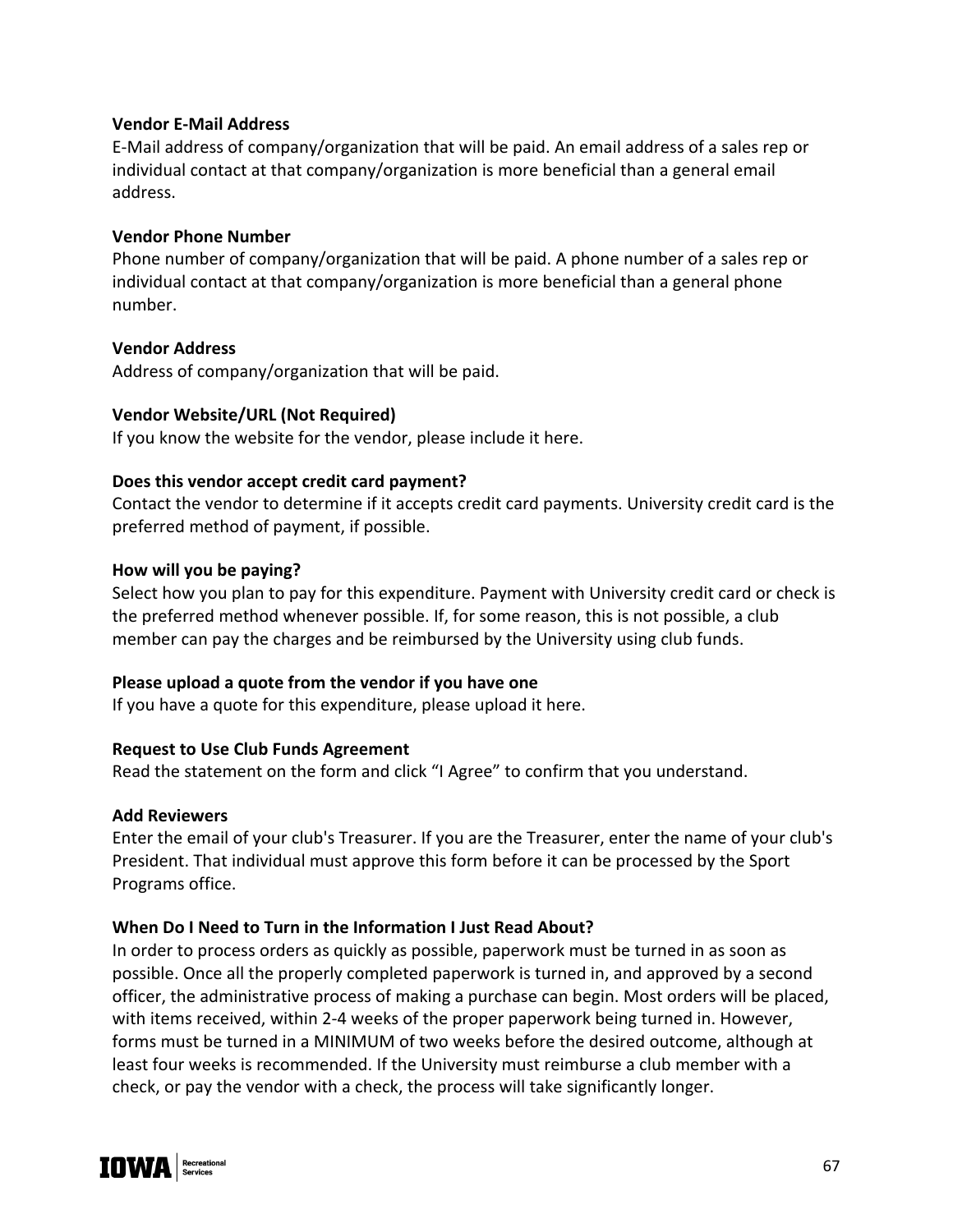**Vendor E-Mail Address**
E-Mail address of company/organization that will be paid. An email address of a sales rep or individual contact at that company/organization is more beneficial than a general email address.

**Vendor Phone Number**
Phone number of company/organization that will be paid. A phone number of a sales rep or individual contact at that company/organization is more beneficial than a general phone number.

**Vendor Address**
Address of company/organization that will be paid.

**Vendor Website/URL (Not Required)**
If you know the website for the vendor, please include it here.

**Does this vendor accept credit card payment?**
Contact the vendor to determine if it accepts credit card payments. University credit card is the preferred method of payment, if possible.

**How will you be paying?**
Select how you plan to pay for this expenditure. Payment with University credit card or check is the preferred method whenever possible. If, for some reason, this is not possible, a club member can pay the charges and be reimbursed by the University using club funds.

**Please upload a quote from the vendor if you have one**
If you have a quote for this expenditure, please upload it here.

**Request to Use Club Funds Agreement**
Read the statement on the form and click "I Agree" to confirm that you understand.

**Add Reviewers**
Enter the email of your club's Treasurer. If you are the Treasurer, enter the name of your club's President. That individual must approve this form before it can be processed by the Sport Programs office.

**When Do I Need to Turn in the Information I Just Read About?**
In order to process orders as quickly as possible, paperwork must be turned in as soon as possible. Once all the properly completed paperwork is turned in, and approved by a second officer, the administrative process of making a purchase can begin. Most orders will be placed, with items received, within 2-4 weeks of the proper paperwork being turned in. However, forms must be turned in a MINIMUM of two weeks before the desired outcome, although at least four weeks is recommended. If the University must reimburse a club member with a check, or pay the vendor with a check, the process will take significantly longer.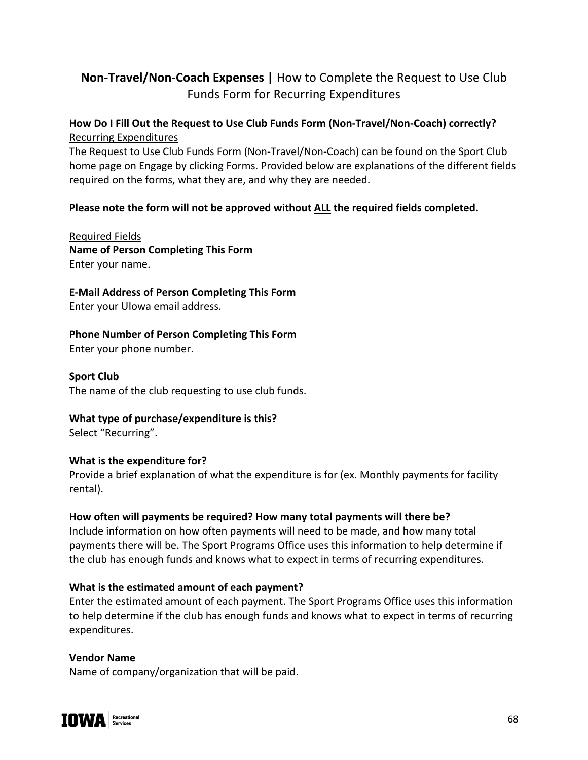## **Non-Travel/Non-Coach Expenses |** How to Complete the Request to Use Club Funds Form for Recurring Expenditures

**How Do I Fill Out the Request to Use Club Funds Form (Non-Travel/Non-Coach) correctly?**

<u>Recurring Expenditures</u>

The Request to Use Club Funds Form (Non-Travel/Non-Coach) can be found on the Sport Club home page on Engage by clicking Forms. Provided below are explanations of the different fields required on the forms, what they are, and why they are needed.

**Please note the form will not be approved without <u>ALL</u> the required fields completed.**

<u>Required Fields</u>

**Name of Person Completing This Form**

Enter your name.

**E-Mail Address of Person Completing This Form**

Enter your UIowa email address.

**Phone Number of Person Completing This Form**

Enter your phone number.

**Sport Club**

The name of the club requesting to use club funds.

**What type of purchase/expenditure is this?**

Select "Recurring".

**What is the expenditure for?**

Provide a brief explanation of what the expenditure is for (ex. Monthly payments for facility rental).

**How often will payments be required? How many total payments will there be?**

Include information on how often payments will need to be made, and how many total payments there will be. The Sport Programs Office uses this information to help determine if the club has enough funds and knows what to expect in terms of recurring expenditures.

**What is the estimated amount of each payment?**

Enter the estimated amount of each payment. The Sport Programs Office uses this information to help determine if the club has enough funds and knows what to expect in terms of recurring expenditures.

**Vendor Name**

Name of company/organization that will be paid.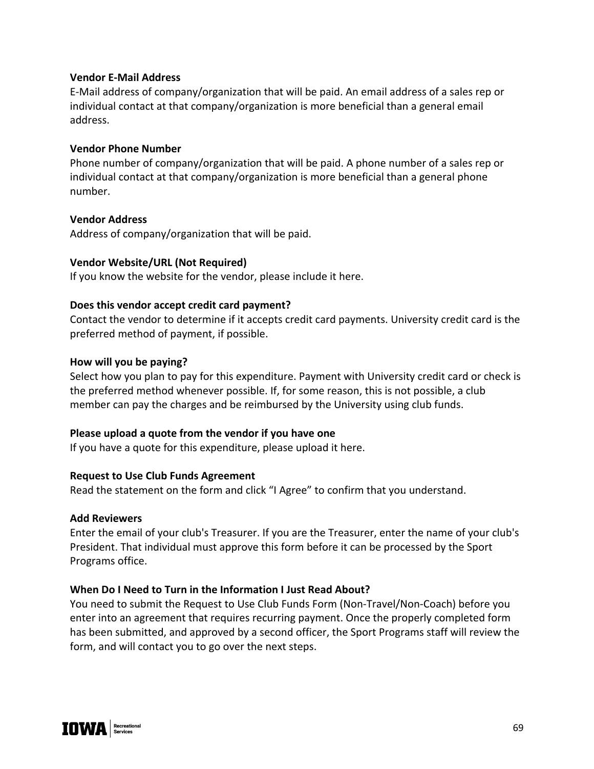**Vendor E-Mail Address**
E-Mail address of company/organization that will be paid. An email address of a sales rep or individual contact at that company/organization is more beneficial than a general email address.

**Vendor Phone Number**
Phone number of company/organization that will be paid. A phone number of a sales rep or individual contact at that company/organization is more beneficial than a general phone number.

**Vendor Address**
Address of company/organization that will be paid.

**Vendor Website/URL (Not Required)**
If you know the website for the vendor, please include it here.

**Does this vendor accept credit card payment?**
Contact the vendor to determine if it accepts credit card payments. University credit card is the preferred method of payment, if possible.

**How will you be paying?**
Select how you plan to pay for this expenditure. Payment with University credit card or check is the preferred method whenever possible. If, for some reason, this is not possible, a club member can pay the charges and be reimbursed by the University using club funds.

**Please upload a quote from the vendor if you have one**
If you have a quote for this expenditure, please upload it here.

**Request to Use Club Funds Agreement**
Read the statement on the form and click "I Agree" to confirm that you understand.

**Add Reviewers**
Enter the email of your club's Treasurer. If you are the Treasurer, enter the name of your club's President. That individual must approve this form before it can be processed by the Sport Programs office.

**When Do I Need to Turn in the Information I Just Read About?**
You need to submit the Request to Use Club Funds Form (Non-Travel/Non-Coach) before you enter into an agreement that requires recurring payment. Once the properly completed form has been submitted, and approved by a second officer, the Sport Programs staff will review the form, and will contact you to go over the next steps.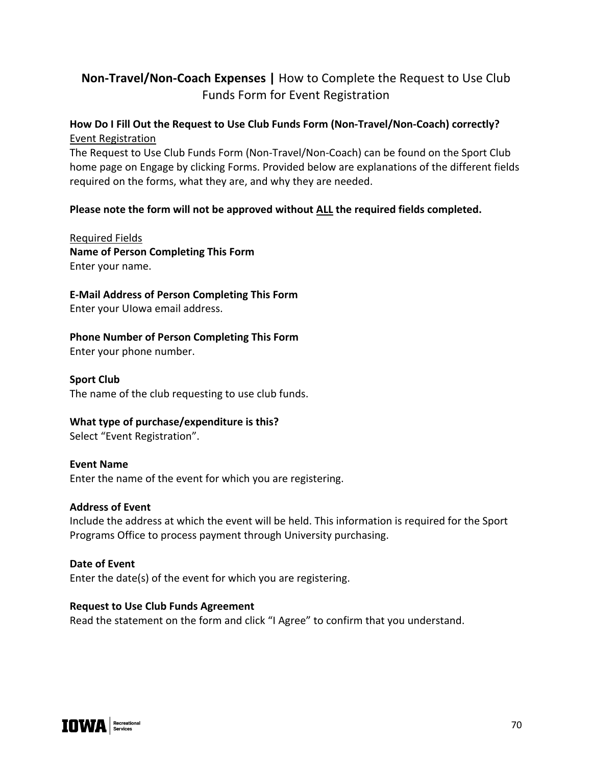## **Non-Travel/Non-Coach Expenses |** How to Complete the Request to Use Club Funds Form for Event Registration

**How Do I Fill Out the Request to Use Club Funds Form (Non-Travel/Non-Coach) correctly?**

<u>Event Registration</u>

The Request to Use Club Funds Form (Non-Travel/Non-Coach) can be found on the Sport Club home page on Engage by clicking Forms. Provided below are explanations of the different fields required on the forms, what they are, and why they are needed.

**Please note the form will not be approved without <u>ALL</u> the required fields completed.**

<u>Required Fields</u>

**Name of Person Completing This Form**
Enter your name.

**E-Mail Address of Person Completing This Form**
Enter your UIowa email address.

**Phone Number of Person Completing This Form**
Enter your phone number.

**Sport Club**
The name of the club requesting to use club funds.

**What type of purchase/expenditure is this?**
Select "Event Registration".

**Event Name**
Enter the name of the event for which you are registering.

**Address of Event**
Include the address at which the event will be held. This information is required for the Sport Programs Office to process payment through University purchasing.

**Date of Event**
Enter the date(s) of the event for which you are registering.

**Request to Use Club Funds Agreement**
Read the statement on the form and click "I Agree" to confirm that you understand.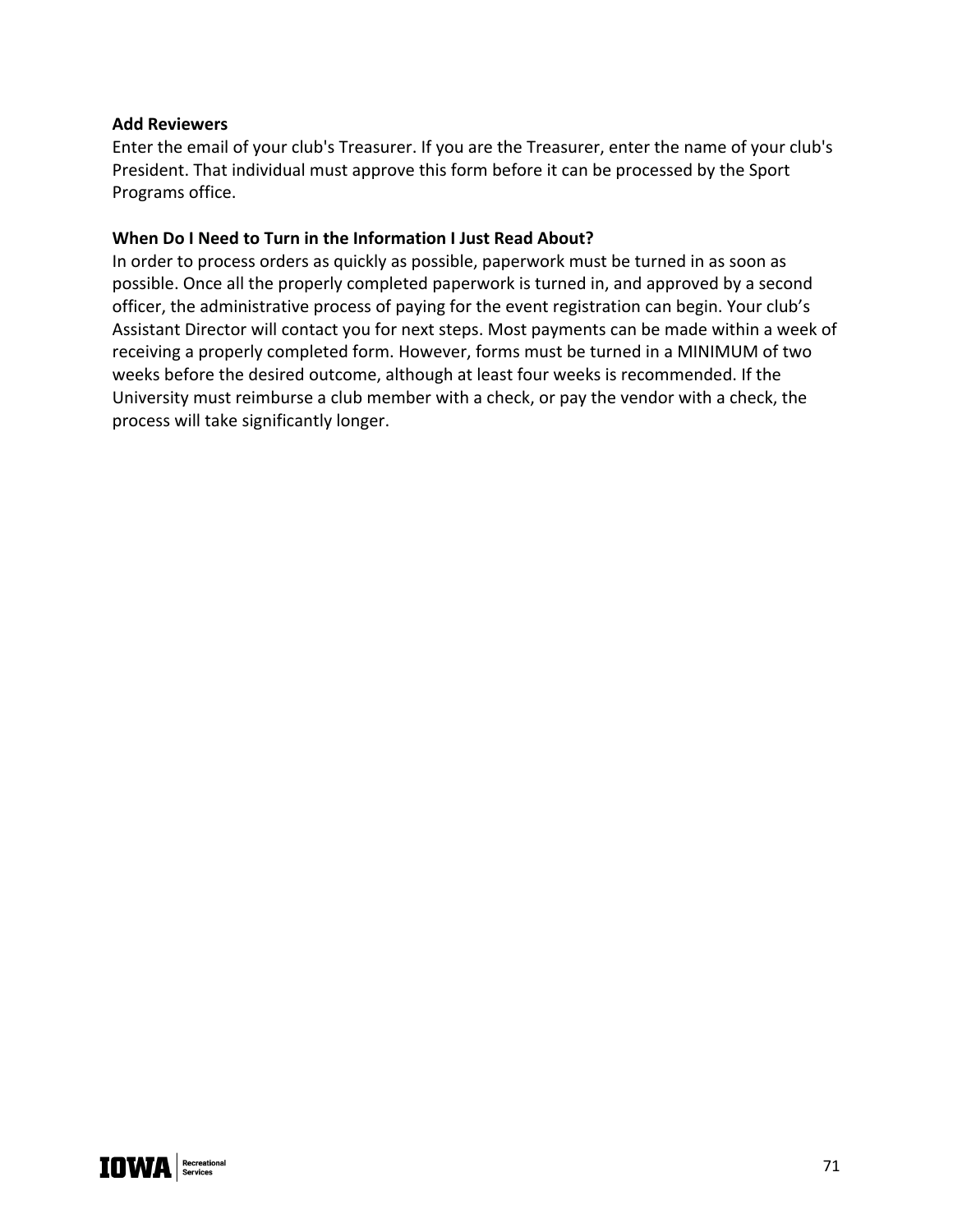**Add Reviewers**

Enter the email of your club's Treasurer. If you are the Treasurer, enter the name of your club's President. That individual must approve this form before it can be processed by the Sport Programs office.

**When Do I Need to Turn in the Information I Just Read About?**

In order to process orders as quickly as possible, paperwork must be turned in as soon as possible. Once all the properly completed paperwork is turned in, and approved by a second officer, the administrative process of paying for the event registration can begin. Your club's Assistant Director will contact you for next steps. Most payments can be made within a week of receiving a properly completed form. However, forms must be turned in a MINIMUM of two weeks before the desired outcome, although at least four weeks is recommended. If the University must reimburse a club member with a check, or pay the vendor with a check, the process will take significantly longer.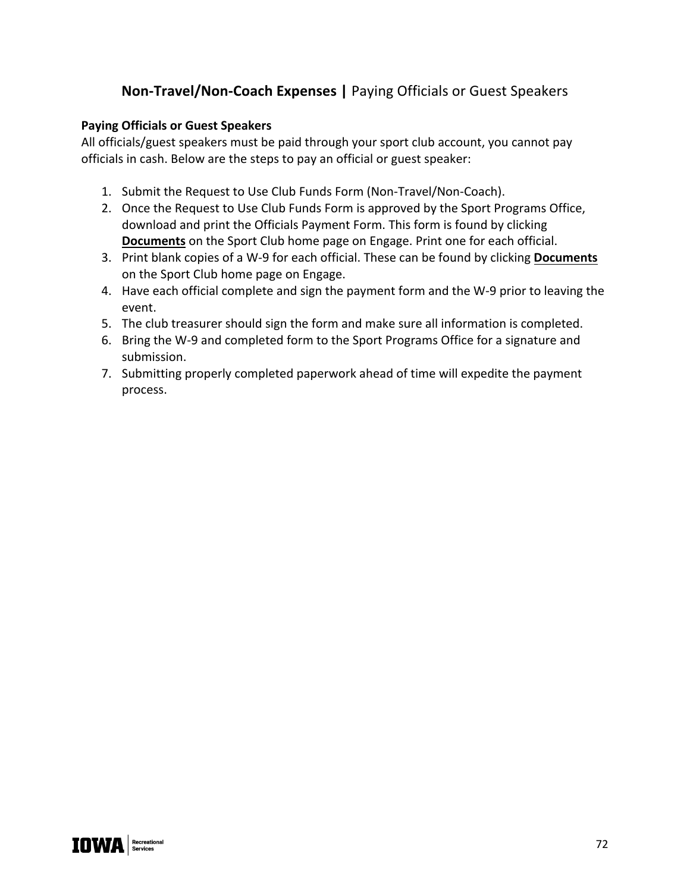## **Non-Travel/Non-Coach Expenses |** Paying Officials or Guest Speakers

**Paying Officials or Guest Speakers**

All officials/guest speakers must be paid through your sport club account, you cannot pay officials in cash. Below are the steps to pay an official or guest speaker:

1. Submit the Request to Use Club Funds Form (Non-Travel/Non-Coach).
2. Once the Request to Use Club Funds Form is approved by the Sport Programs Office, download and print the Officials Payment Form. This form is found by clicking **Documents** on the Sport Club home page on Engage. Print one for each official.
3. Print blank copies of a W-9 for each official. These can be found by clicking **Documents** on the Sport Club home page on Engage.
4. Have each official complete and sign the payment form and the W-9 prior to leaving the event.
5. The club treasurer should sign the form and make sure all information is completed.
6. Bring the W-9 and completed form to the Sport Programs Office for a signature and submission.
7. Submitting properly completed paperwork ahead of time will expedite the payment process.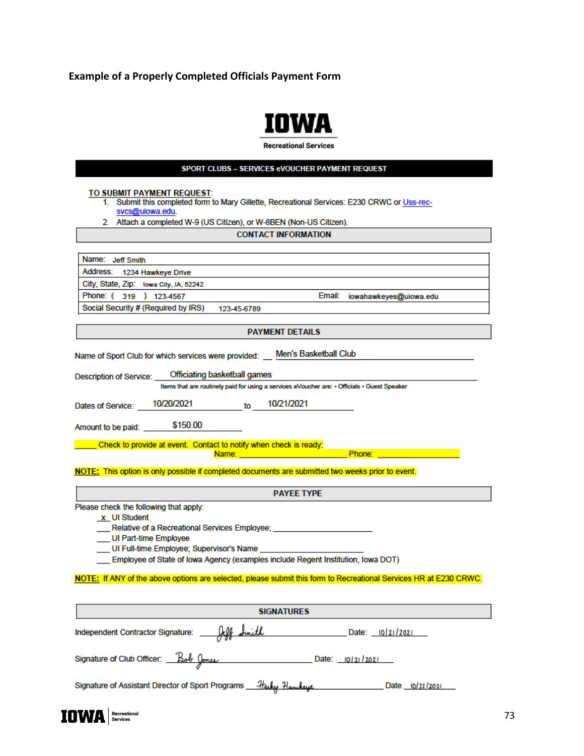## Example of a Properly Completed Officials Payment Form

**IOWA**
Recreational Services

**SPORT CLUBS – SERVICES eVOUCHER PAYMENT REQUEST**

**TO SUBMIT PAYMENT REQUEST:**

1. Submit this completed form to Mary Gillette, Recreational Services: E230 CRWC or Uss-rec-svcs@uiowa.edu.
2. Attach a completed W-9 (US Citizen), or W-8BEN (Non-US Citizen).

**CONTACT INFORMATION**

| | |
|---|---|
| Name: Jeff Smith | |
| Address: 1234 Hawkeye Drive | |
| City, State, Zip: Iowa City, IA, 52242 | |
| Phone: ( 319 ) 123-4567 | Email: iowahawkeyes@uiowa.edu |
| Social Security # (Required by IRS) 123-45-6789 | |

**PAYMENT DETAILS**

Name of Sport Club for which services were provided: Men's Basketball Club

Description of Service: Officiating basketball games

Items that are routinely paid for using a services eVoucher are: • Officials • Guest Speaker

Dates of Service: 10/20/2021 to 10/21/2021

Amount to be paid: $150.00

_____ Check to provide at event. Contact to notify when check is ready:
Name: ______________________ Phone: ______________

**NOTE:** This option is only possible if completed documents are submitted two weeks prior to event.

**PAYEE TYPE**

Please check the following that apply:

- _x_ UI Student
- ___ Relative of a Recreational Services Employee; ______________________
- ___ UI Part-time Employee
- ___ UI Full-time Employee; Supervisor's Name ______________________
- ___ Employee of State of Iowa Agency (examples include Regent Institution, Iowa DOT)

**NOTE:** If ANY of the above options are selected, please submit this form to Recreational Services HR at E230 CRWC.

**SIGNATURES**

Independent Contractor Signature: Jeff Smith Date: 10/21/2021

Signature of Club Officer: Bob Jones Date: 10/21/2021

Signature of Assistant Director of Sport Programs Herky Hawkeye Date 10/22/2021